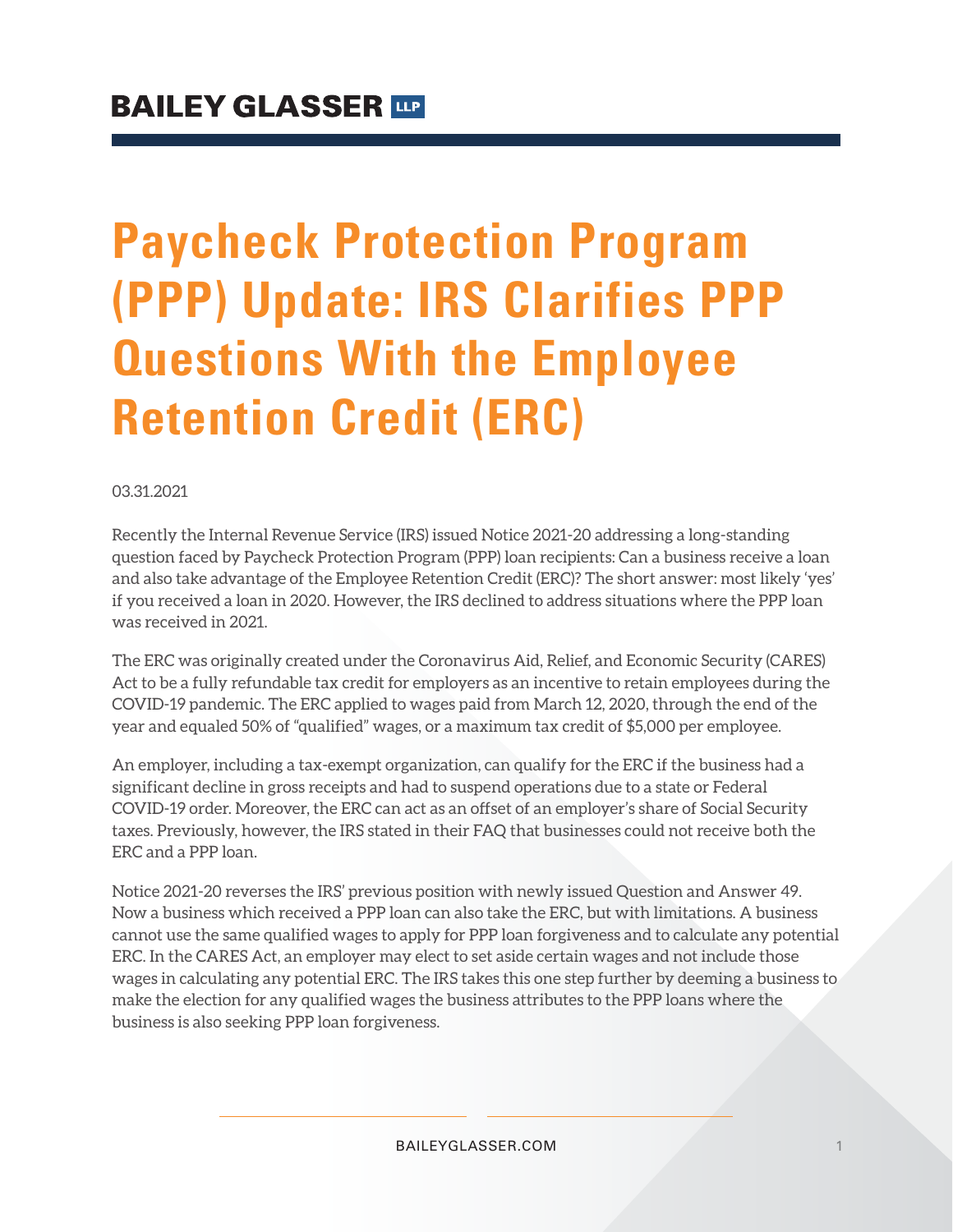BAILEY GLASSER LLP

# Paycheck Protection Program (PPP) Update: IRS Clarifies PPP Questions With the Employee Retention Credit (ERC)

03.31.2021

Recently the Internal Revenue Service (IRS) issued Notice 2021-20 addressing a long-standing question faced by Paycheck Protection Program (PPP) loan recipients: Can a business receive a loan and also take advantage of the Employee Retention Credit (ERC)? The short answer: most likely 'yes' if you received a loan in 2020. However, the IRS declined to address situations where the PPP loan was received in 2021.

The ERC was originally created under the Coronavirus Aid, Relief, and Economic Security (CARES) Act to be a fully refundable tax credit for employers as an incentive to retain employees during the COVID-19 pandemic. The ERC applied to wages paid from March 12, 2020, through the end of the year and equaled 50% of "qualified" wages, or a maximum tax credit of $5,000 per employee.

An employer, including a tax-exempt organization, can qualify for the ERC if the business had a significant decline in gross receipts and had to suspend operations due to a state or Federal COVID-19 order. Moreover, the ERC can act as an offset of an employer's share of Social Security taxes. Previously, however, the IRS stated in their FAQ that businesses could not receive both the ERC and a PPP loan.

Notice 2021-20 reverses the IRS' previous position with newly issued Question and Answer 49. Now a business which received a PPP loan can also take the ERC, but with limitations. A business cannot use the same qualified wages to apply for PPP loan forgiveness and to calculate any potential ERC. In the CARES Act, an employer may elect to set aside certain wages and not include those wages in calculating any potential ERC. The IRS takes this one step further by deeming a business to make the election for any qualified wages the business attributes to the PPP loans where the business is also seeking PPP loan forgiveness.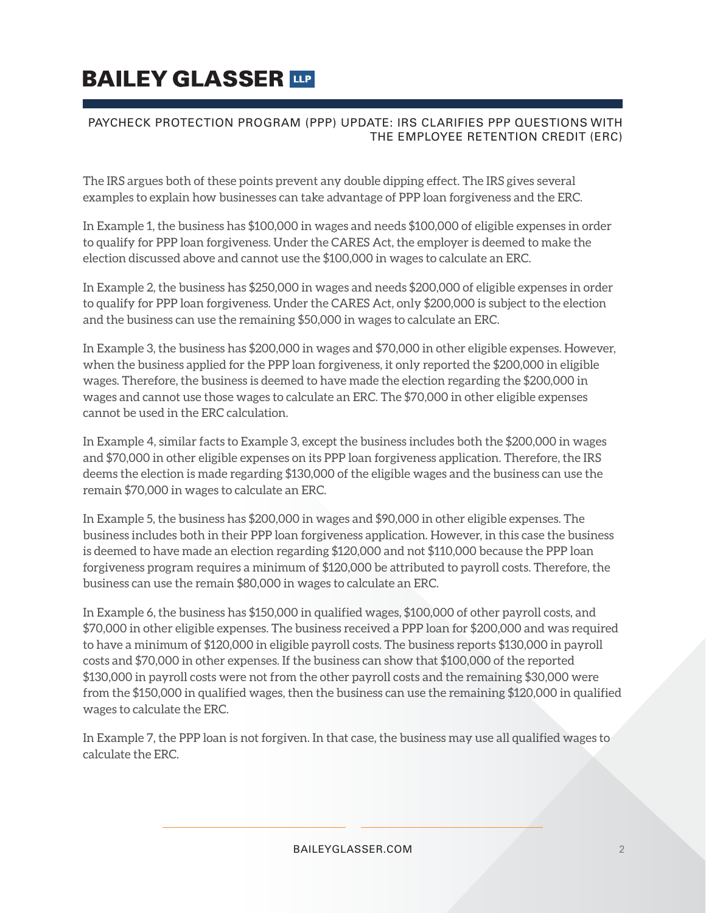The IRS argues both of these points prevent any double dipping effect. The IRS gives several examples to explain how businesses can take advantage of PPP loan forgiveness and the ERC.

In Example 1, the business has $100,000 in wages and needs $100,000 of eligible expenses in order to qualify for PPP loan forgiveness. Under the CARES Act, the employer is deemed to make the election discussed above and cannot use the $100,000 in wages to calculate an ERC.

In Example 2, the business has $250,000 in wages and needs $200,000 of eligible expenses in order to qualify for PPP loan forgiveness. Under the CARES Act, only $200,000 is subject to the election and the business can use the remaining $50,000 in wages to calculate an ERC.

In Example 3, the business has $200,000 in wages and $70,000 in other eligible expenses. However, when the business applied for the PPP loan forgiveness, it only reported the $200,000 in eligible wages. Therefore, the business is deemed to have made the election regarding the $200,000 in wages and cannot use those wages to calculate an ERC. The $70,000 in other eligible expenses cannot be used in the ERC calculation.

In Example 4, similar facts to Example 3, except the business includes both the $200,000 in wages and $70,000 in other eligible expenses on its PPP loan forgiveness application. Therefore, the IRS deems the election is made regarding $130,000 of the eligible wages and the business can use the remain $70,000 in wages to calculate an ERC.

In Example 5, the business has $200,000 in wages and $90,000 in other eligible expenses. The business includes both in their PPP loan forgiveness application. However, in this case the business is deemed to have made an election regarding $120,000 and not $110,000 because the PPP loan forgiveness program requires a minimum of $120,000 be attributed to payroll costs. Therefore, the business can use the remain $80,000 in wages to calculate an ERC.

In Example 6, the business has $150,000 in qualified wages, $100,000 of other payroll costs, and $70,000 in other eligible expenses. The business received a PPP loan for $200,000 and was required to have a minimum of $120,000 in eligible payroll costs. The business reports $130,000 in payroll costs and $70,000 in other expenses. If the business can show that $100,000 of the reported $130,000 in payroll costs were not from the other payroll costs and the remaining $30,000 were from the $150,000 in qualified wages, then the business can use the remaining $120,000 in qualified wages to calculate the ERC.

In Example 7, the PPP loan is not forgiven. In that case, the business may use all qualified wages to calculate the ERC.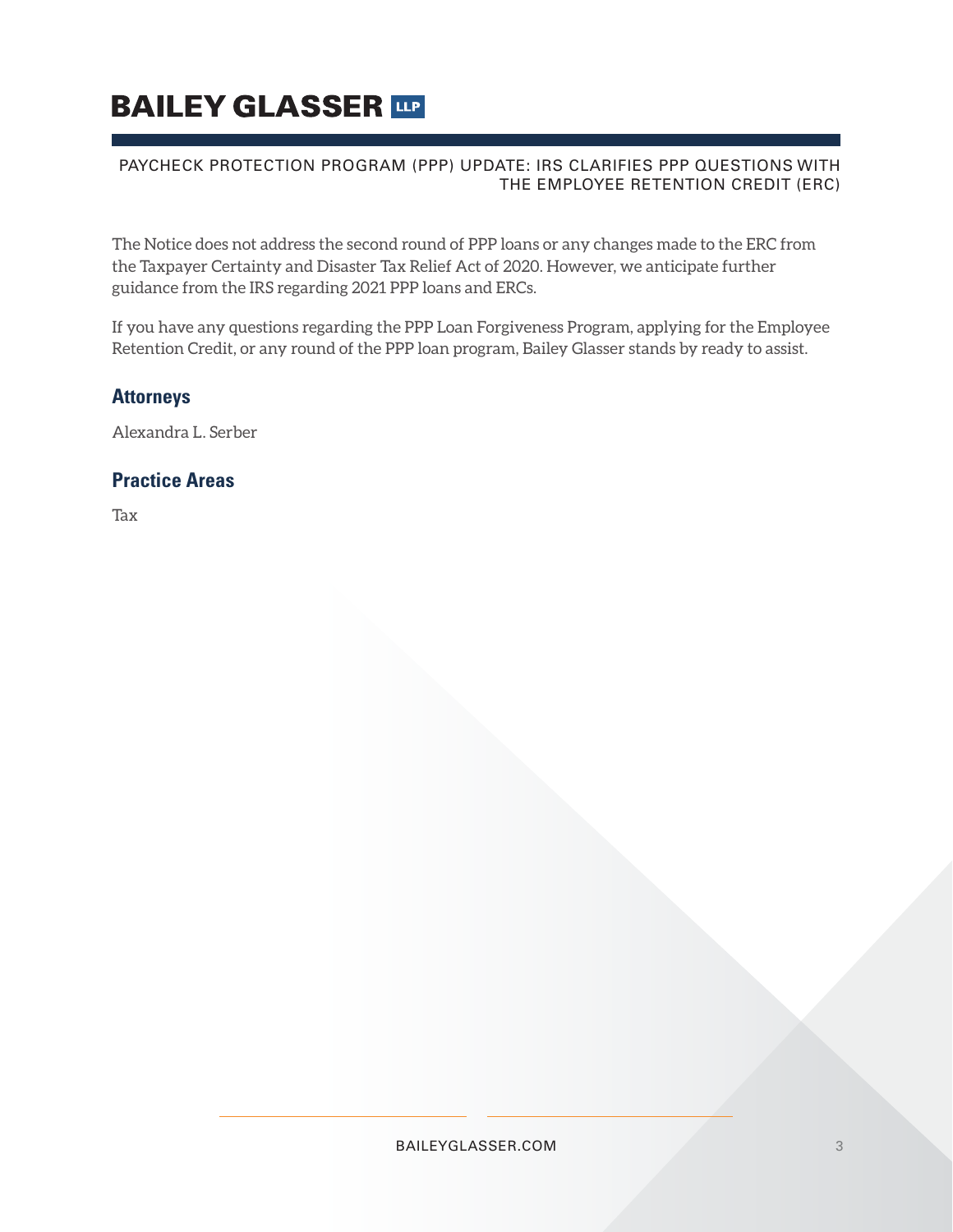The Notice does not address the second round of PPP loans or any changes made to the ERC from the Taxpayer Certainty and Disaster Tax Relief Act of 2020. However, we anticipate further guidance from the IRS regarding 2021 PPP loans and ERCs.

If you have any questions regarding the PPP Loan Forgiveness Program, applying for the Employee Retention Credit, or any round of the PPP loan program, Bailey Glasser stands by ready to assist.

## Attorneys

Alexandra L. Serber

## Practice Areas

Tax